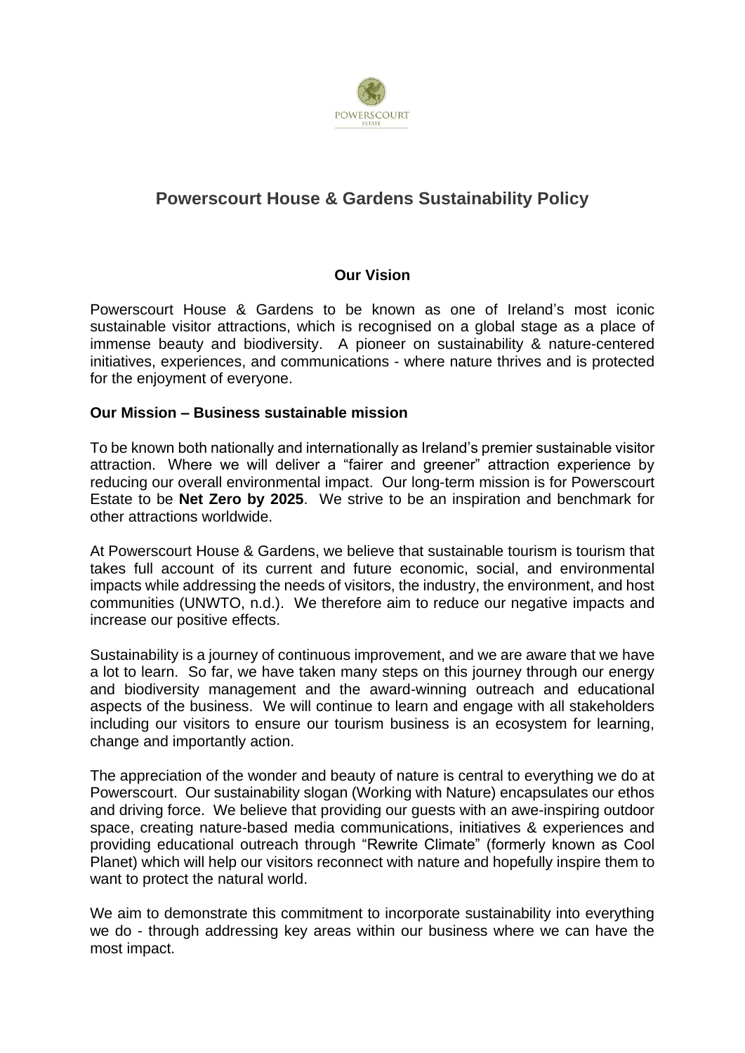# Powerscourt House & Gardens Sustainability Policy

## Our Vision

Powerscourt House & Gardens to be known as one of Ireland's most iconic sustainable visitor attractions, which is recognised on a global stage as a place of immense beauty and biodiversity. A pioneer on sustainability & nature-centered initiatives, experiences, and communications - where nature thrives and is protected for the enjoyment of everyone.

## Our Mission – Business sustainable mission

To be known both nationally and internationally as Ireland's premier sustainable visitor attraction. Where we will deliver a "fairer and greener" attraction experience by reducing our overall environmental impact. Our long-term mission is for Powerscourt Estate to be **Net Zero by 2025**. We strive to be an inspiration and benchmark for other attractions worldwide.

At Powerscourt House & Gardens, we believe that sustainable tourism is tourism that takes full account of its current and future economic, social, and environmental impacts while addressing the needs of visitors, the industry, the environment, and host communities (UNWTO, n.d.). We therefore aim to reduce our negative impacts and increase our positive effects.

Sustainability is a journey of continuous improvement, and we are aware that we have a lot to learn. So far, we have taken many steps on this journey through our energy and biodiversity management and the award-winning outreach and educational aspects of the business. We will continue to learn and engage with all stakeholders including our visitors to ensure our tourism business is an ecosystem for learning, change and importantly action.

The appreciation of the wonder and beauty of nature is central to everything we do at Powerscourt. Our sustainability slogan (Working with Nature) encapsulates our ethos and driving force. We believe that providing our guests with an awe-inspiring outdoor space, creating nature-based media communications, initiatives & experiences and providing educational outreach through "Rewrite Climate" (formerly known as Cool Planet) which will help our visitors reconnect with nature and hopefully inspire them to want to protect the natural world.

We aim to demonstrate this commitment to incorporate sustainability into everything we do - through addressing key areas within our business where we can have the most impact.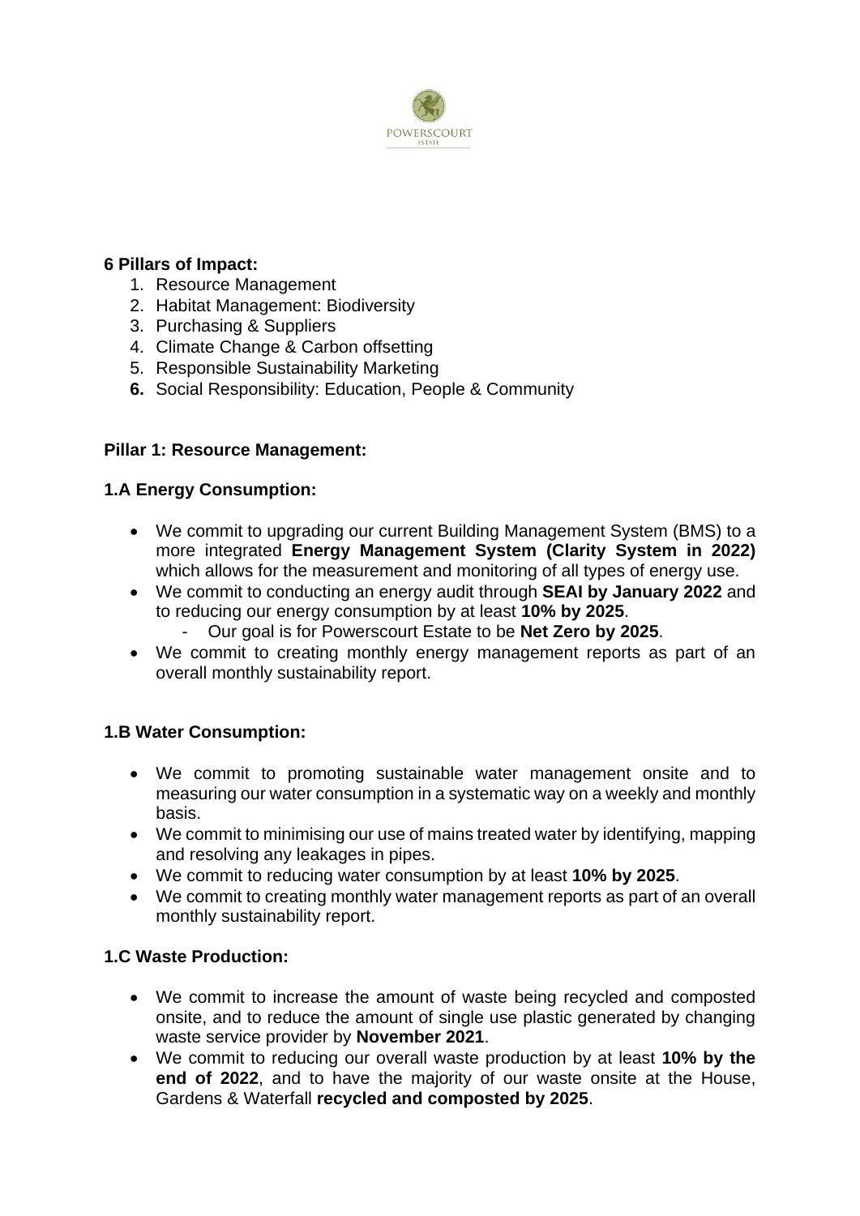**6 Pillars of Impact:**

1. Resource Management
2. Habitat Management: Biodiversity
3. Purchasing & Suppliers
4. Climate Change & Carbon offsetting
5. Responsible Sustainability Marketing
6. Social Responsibility: Education, People & Community

**Pillar 1: Resource Management:**

**1.A Energy Consumption:**

- We commit to upgrading our current Building Management System (BMS) to a more integrated **Energy Management System (Clarity System in 2022)** which allows for the measurement and monitoring of all types of energy use.
- We commit to conducting an energy audit through **SEAI by January 2022** and to reducing our energy consumption by at least **10% by 2025**.
  - Our goal is for Powerscourt Estate to be **Net Zero by 2025**.
- We commit to creating monthly energy management reports as part of an overall monthly sustainability report.

**1.B Water Consumption:**

- We commit to promoting sustainable water management onsite and to measuring our water consumption in a systematic way on a weekly and monthly basis.
- We commit to minimising our use of mains treated water by identifying, mapping and resolving any leakages in pipes.
- We commit to reducing water consumption by at least **10% by 2025**.
- We commit to creating monthly water management reports as part of an overall monthly sustainability report.

**1.C Waste Production:**

- We commit to increase the amount of waste being recycled and composted onsite, and to reduce the amount of single use plastic generated by changing waste service provider by **November 2021**.
- We commit to reducing our overall waste production by at least **10% by the end of 2022**, and to have the majority of our waste onsite at the House, Gardens & Waterfall **recycled and composted by 2025**.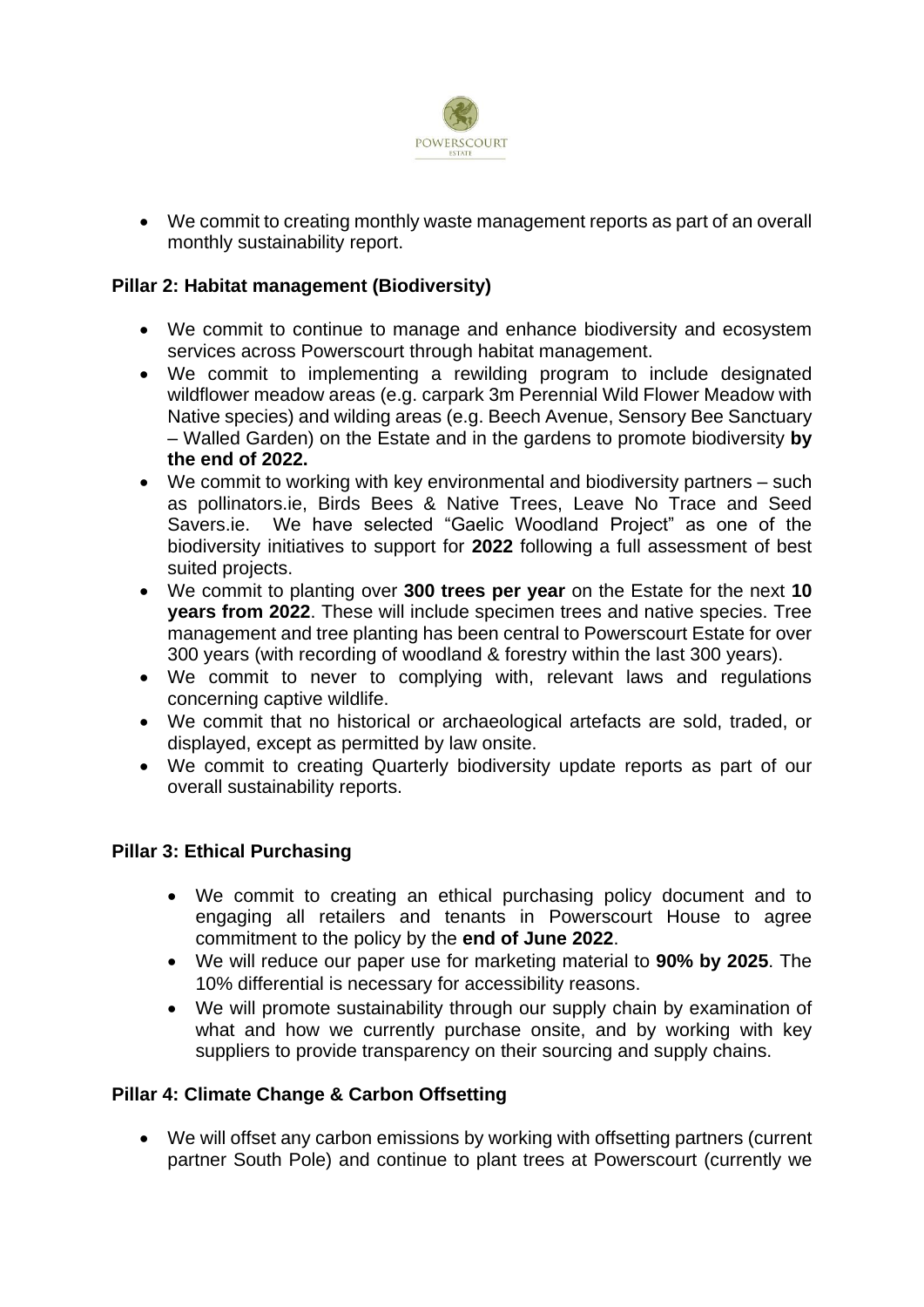- We commit to creating monthly waste management reports as part of an overall monthly sustainability report.

**Pillar 2: Habitat management (Biodiversity)**

- We commit to continue to manage and enhance biodiversity and ecosystem services across Powerscourt through habitat management.
- We commit to implementing a rewilding program to include designated wildflower meadow areas (e.g. carpark 3m Perennial Wild Flower Meadow with Native species) and wilding areas (e.g. Beech Avenue, Sensory Bee Sanctuary – Walled Garden) on the Estate and in the gardens to promote biodiversity **by the end of 2022.**
- We commit to working with key environmental and biodiversity partners – such as pollinators.ie, Birds Bees & Native Trees, Leave No Trace and Seed Savers.ie. We have selected "Gaelic Woodland Project" as one of the biodiversity initiatives to support for **2022** following a full assessment of best suited projects.
- We commit to planting over **300 trees per year** on the Estate for the next **10 years from 2022**. These will include specimen trees and native species. Tree management and tree planting has been central to Powerscourt Estate for over 300 years (with recording of woodland & forestry within the last 300 years).
- We commit to never to complying with, relevant laws and regulations concerning captive wildlife.
- We commit that no historical or archaeological artefacts are sold, traded, or displayed, except as permitted by law onsite.
- We commit to creating Quarterly biodiversity update reports as part of our overall sustainability reports.

**Pillar 3: Ethical Purchasing**

- We commit to creating an ethical purchasing policy document and to engaging all retailers and tenants in Powerscourt House to agree commitment to the policy by the **end of June 2022**.
- We will reduce our paper use for marketing material to **90% by 2025**. The 10% differential is necessary for accessibility reasons.
- We will promote sustainability through our supply chain by examination of what and how we currently purchase onsite, and by working with key suppliers to provide transparency on their sourcing and supply chains.

**Pillar 4: Climate Change & Carbon Offsetting**

- We will offset any carbon emissions by working with offsetting partners (current partner South Pole) and continue to plant trees at Powerscourt (currently we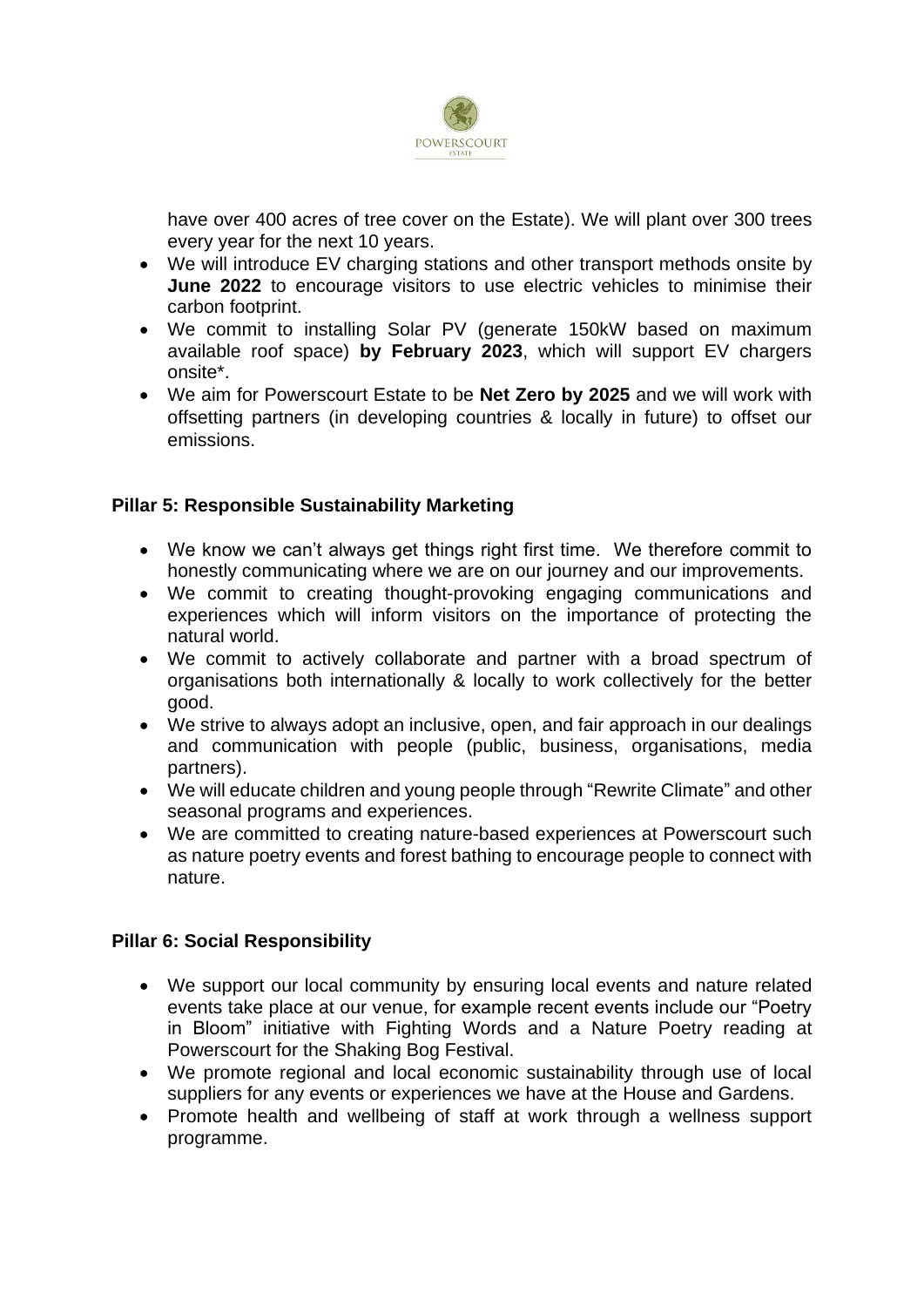have over 400 acres of tree cover on the Estate). We will plant over 300 trees every year for the next 10 years.

- We will introduce EV charging stations and other transport methods onsite by **June 2022** to encourage visitors to use electric vehicles to minimise their carbon footprint.
- We commit to installing Solar PV (generate 150kW based on maximum available roof space) **by February 2023**, which will support EV chargers onsite*.
- We aim for Powerscourt Estate to be **Net Zero by 2025** and we will work with offsetting partners (in developing countries & locally in future) to offset our emissions.

### Pillar 5: Responsible Sustainability Marketing

- We know we can't always get things right first time. We therefore commit to honestly communicating where we are on our journey and our improvements.
- We commit to creating thought-provoking engaging communications and experiences which will inform visitors on the importance of protecting the natural world.
- We commit to actively collaborate and partner with a broad spectrum of organisations both internationally & locally to work collectively for the better good.
- We strive to always adopt an inclusive, open, and fair approach in our dealings and communication with people (public, business, organisations, media partners).
- We will educate children and young people through "Rewrite Climate" and other seasonal programs and experiences.
- We are committed to creating nature-based experiences at Powerscourt such as nature poetry events and forest bathing to encourage people to connect with nature.

### Pillar 6: Social Responsibility

- We support our local community by ensuring local events and nature related events take place at our venue, for example recent events include our "Poetry in Bloom" initiative with Fighting Words and a Nature Poetry reading at Powerscourt for the Shaking Bog Festival.
- We promote regional and local economic sustainability through use of local suppliers for any events or experiences we have at the House and Gardens.
- Promote health and wellbeing of staff at work through a wellness support programme.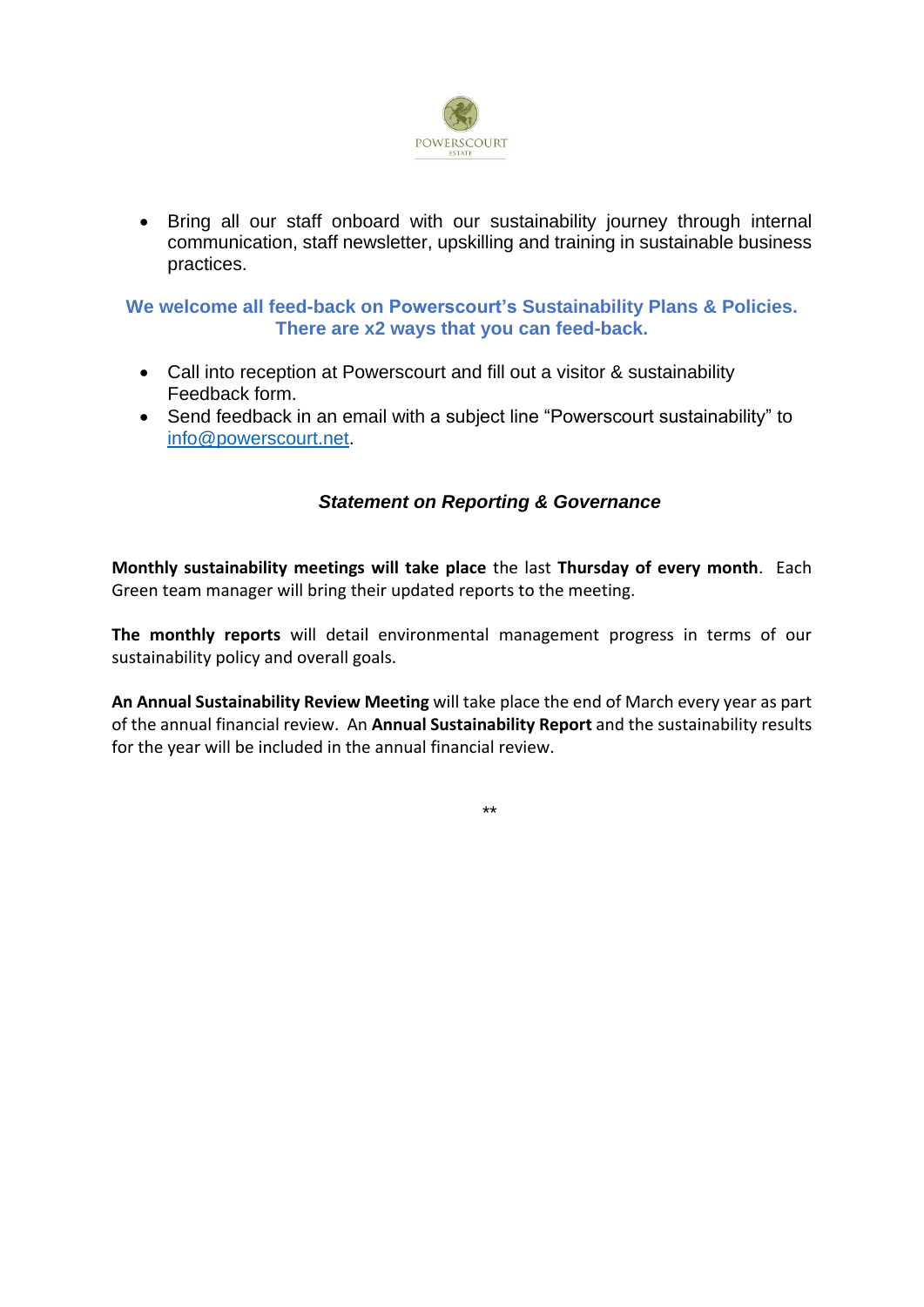- Bring all our staff onboard with our sustainability journey through internal communication, staff newsletter, upskilling and training in sustainable business practices.

**We welcome all feed-back on Powerscourt's Sustainability Plans & Policies. There are x2 ways that you can feed-back.**

- Call into reception at Powerscourt and fill out a visitor & sustainability Feedback form.
- Send feedback in an email with a subject line "Powerscourt sustainability" to info@powerscourt.net.

### *Statement on Reporting & Governance*

**Monthly sustainability meetings will take place** the last **Thursday of every month**. Each Green team manager will bring their updated reports to the meeting.

**The monthly reports** will detail environmental management progress in terms of our sustainability policy and overall goals.

**An Annual Sustainability Review Meeting** will take place the end of March every year as part of the annual financial review. An **Annual Sustainability Report** and the sustainability results for the year will be included in the annual financial review.

**